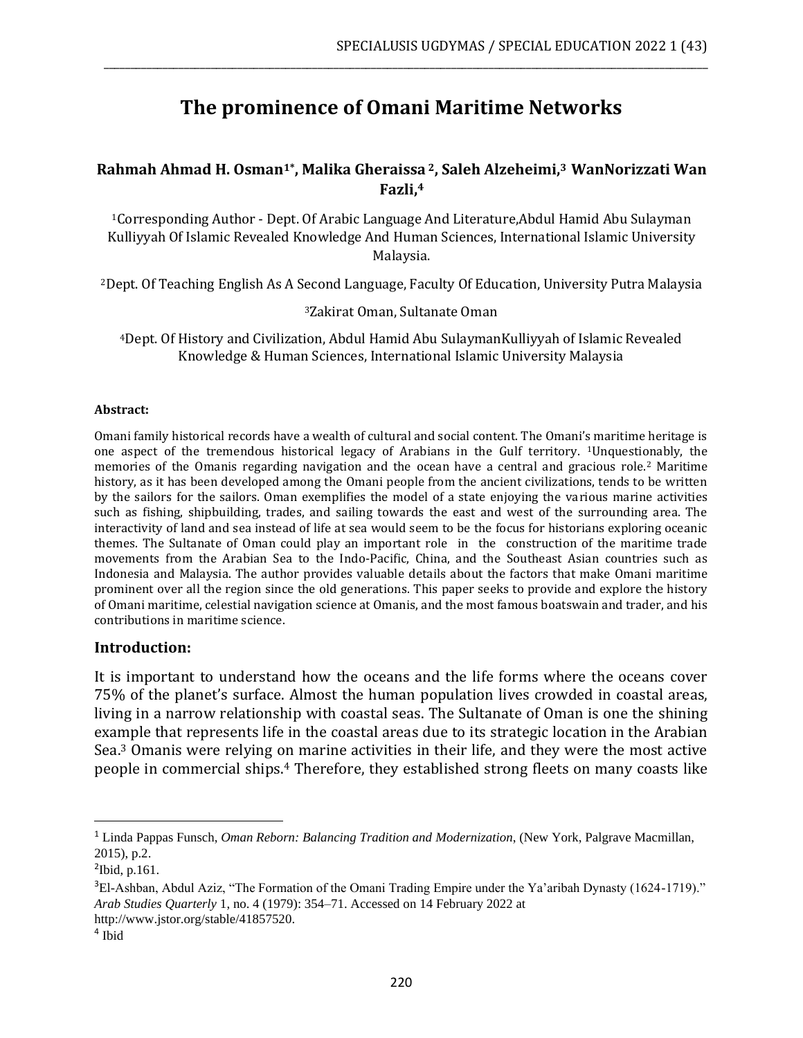# The prominence of Omani Maritime Networks

**Rahmah Ahmad H. Osman[1*], Malika Gheraissa [2], Saleh Alzeheimi,[3] WanNorizzati Wan Fazli,[4]**

[1]Corresponding Author - Dept. Of Arabic Language And Literature,Abdul Hamid Abu Sulayman Kulliyyah Of Islamic Revealed Knowledge And Human Sciences, International Islamic University Malaysia.

[2]Dept. Of Teaching English As A Second Language, Faculty Of Education, University Putra Malaysia

[3]Zakirat Oman, Sultanate Oman

[4]Dept. Of History and Civilization, Abdul Hamid Abu SulaymanKulliyyah of Islamic Revealed Knowledge & Human Sciences, International Islamic University Malaysia

**Abstract:**

Omani family historical records have a wealth of cultural and social content. The Omani's maritime heritage is one aspect of the tremendous historical legacy of Arabians in the Gulf territory. [1]Unquestionably, the memories of the Omanis regarding navigation and the ocean have a central and gracious role.[2] Maritime history, as it has been developed among the Omani people from the ancient civilizations, tends to be written by the sailors for the sailors. Oman exemplifies the model of a state enjoying the various marine activities such as fishing, shipbuilding, trades, and sailing towards the east and west of the surrounding area. The interactivity of land and sea instead of life at sea would seem to be the focus for historians exploring oceanic themes. The Sultanate of Oman could play an important role in the construction of the maritime trade movements from the Arabian Sea to the Indo-Pacific, China, and the Southeast Asian countries such as Indonesia and Malaysia. The author provides valuable details about the factors that make Omani maritime prominent over all the region since the old generations. This paper seeks to provide and explore the history of Omani maritime, celestial navigation science at Omanis, and the most famous boatswain and trader, and his contributions in maritime science.

## Introduction:

It is important to understand how the oceans and the life forms where the oceans cover 75% of the planet's surface. Almost the human population lives crowded in coastal areas, living in a narrow relationship with coastal seas. The Sultanate of Oman is one the shining example that represents life in the coastal areas due to its strategic location in the Arabian Sea.[3] Omanis were relying on marine activities in their life, and they were the most active people in commercial ships.[4] Therefore, they established strong fleets on many coasts like

---

[1] Linda Pappas Funsch, *Oman Reborn: Balancing Tradition and Modernization*, (New York, Palgrave Macmillan, 2015), p.2.

[2] Ibid, p.161.

[3] El-Ashban, Abdul Aziz, "The Formation of the Omani Trading Empire under the Ya'aribah Dynasty (1624-1719)." *Arab Studies Quarterly* 1, no. 4 (1979): 354–71. Accessed on 14 February 2022 at http://www.jstor.org/stable/41857520.

[4] Ibid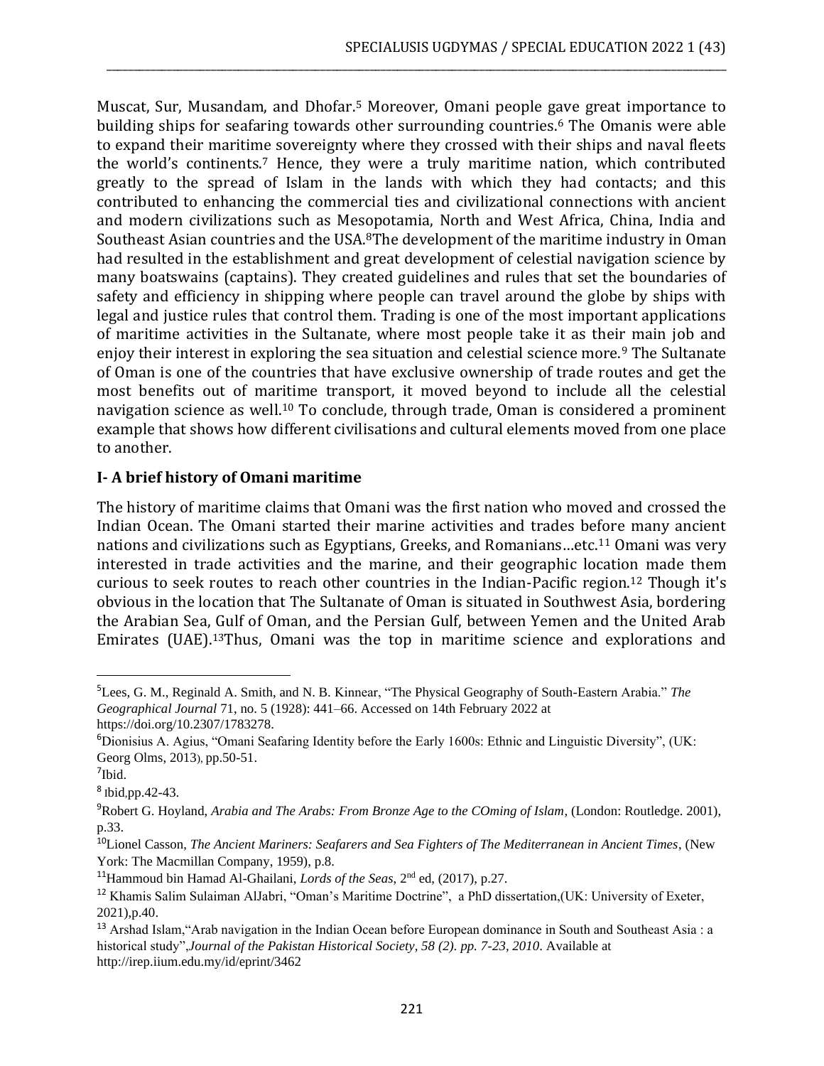Muscat, Sur, Musandam, and Dhofar.[5] Moreover, Omani people gave great importance to building ships for seafaring towards other surrounding countries.[6] The Omanis were able to expand their maritime sovereignty where they crossed with their ships and naval fleets the world's continents.[7] Hence, they were a truly maritime nation, which contributed greatly to the spread of Islam in the lands with which they had contacts; and this contributed to enhancing the commercial ties and civilizational connections with ancient and modern civilizations such as Mesopotamia, North and West Africa, China, India and Southeast Asian countries and the USA.[8]The development of the maritime industry in Oman had resulted in the establishment and great development of celestial navigation science by many boatswains (captains). They created guidelines and rules that set the boundaries of safety and efficiency in shipping where people can travel around the globe by ships with legal and justice rules that control them. Trading is one of the most important applications of maritime activities in the Sultanate, where most people take it as their main job and enjoy their interest in exploring the sea situation and celestial science more.[9] The Sultanate of Oman is one of the countries that have exclusive ownership of trade routes and get the most benefits out of maritime transport, it moved beyond to include all the celestial navigation science as well.[10] To conclude, through trade, Oman is considered a prominent example that shows how different civilisations and cultural elements moved from one place to another.

## I- A brief history of Omani maritime

The history of maritime claims that Omani was the first nation who moved and crossed the Indian Ocean. The Omani started their marine activities and trades before many ancient nations and civilizations such as Egyptians, Greeks, and Romanians…etc.[11] Omani was very interested in trade activities and the marine, and their geographic location made them curious to seek routes to reach other countries in the Indian-Pacific region.[12] Though it's obvious in the location that The Sultanate of Oman is situated in Southwest Asia, bordering the Arabian Sea, Gulf of Oman, and the Persian Gulf, between Yemen and the United Arab Emirates (UAE).[13]Thus, Omani was the top in maritime science and explorations and

---

[5]Lees, G. M., Reginald A. Smith, and N. B. Kinnear, "The Physical Geography of South-Eastern Arabia." *The Geographical Journal* 71, no. 5 (1928): 441–66. Accessed on 14th February 2022 at https://doi.org/10.2307/1783278.

[6]Dionisius A. Agius, "Omani Seafaring Identity before the Early 1600s: Ethnic and Linguistic Diversity", (UK: Georg Olms, 2013), pp.50-51.

[7]Ibid.

[8] Ibid,pp.42-43.

[9]Robert G. Hoyland, *Arabia and The Arabs: From Bronze Age to the COming of Islam*, (London: Routledge. 2001), p.33.

[10]Lionel Casson, *The Ancient Mariners: Seafarers and Sea Fighters of The Mediterranean in Ancient Times*, (New York: The Macmillan Company, 1959), p.8.

[11]Hammoud bin Hamad Al-Ghailani, *Lords of the Seas*, 2nd ed, (2017), p.27.

[12] Khamis Salim Sulaiman AlJabri, "Oman's Maritime Doctrine", a PhD dissertation,(UK: University of Exeter, 2021),p.40.

[13] Arshad Islam,"Arab navigation in the Indian Ocean before European dominance in South and Southeast Asia : a historical study",*Journal of the Pakistan Historical Society, 58 (2). pp. 7-23, 2010.* Available at http://irep.iium.edu.my/id/eprint/3462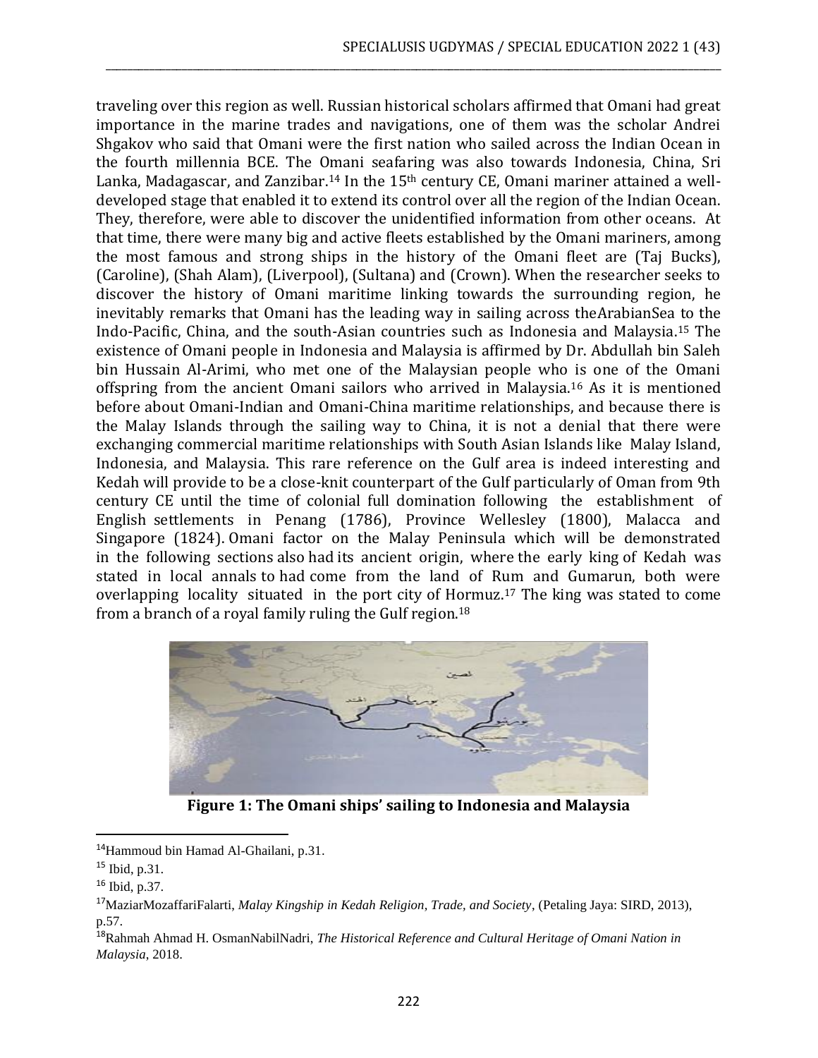traveling over this region as well. Russian historical scholars affirmed that Omani had great importance in the marine trades and navigations, one of them was the scholar Andrei Shgakov who said that Omani were the first nation who sailed across the Indian Ocean in the fourth millennia BCE. The Omani seafaring was also towards Indonesia, China, Sri Lanka, Madagascar, and Zanzibar.[14] In the 15th century CE, Omani mariner attained a well-developed stage that enabled it to extend its control over all the region of the Indian Ocean. They, therefore, were able to discover the unidentified information from other oceans. At that time, there were many big and active fleets established by the Omani mariners, among the most famous and strong ships in the history of the Omani fleet are (Taj Bucks), (Caroline), (Shah Alam), (Liverpool), (Sultana) and (Crown). When the researcher seeks to discover the history of Omani maritime linking towards the surrounding region, he inevitably remarks that Omani has the leading way in sailing across theArabianSea to the Indo-Pacific, China, and the south-Asian countries such as Indonesia and Malaysia.[15] The existence of Omani people in Indonesia and Malaysia is affirmed by Dr. Abdullah bin Saleh bin Hussain Al-Arimi, who met one of the Malaysian people who is one of the Omani offspring from the ancient Omani sailors who arrived in Malaysia.[16] As it is mentioned before about Omani-Indian and Omani-China maritime relationships, and because there is the Malay Islands through the sailing way to China, it is not a denial that there were exchanging commercial maritime relationships with South Asian Islands like Malay Island, Indonesia, and Malaysia. This rare reference on the Gulf area is indeed interesting and Kedah will provide to be a close-knit counterpart of the Gulf particularly of Oman from 9th century CE until the time of colonial full domination following the establishment of English settlements in Penang (1786), Province Wellesley (1800), Malacca and Singapore (1824). Omani factor on the Malay Peninsula which will be demonstrated in the following sections also had its ancient origin, where the early king of Kedah was stated in local annals to had come from the land of Rum and Gumarun, both were overlapping locality situated in the port city of Hormuz.[17] The king was stated to come from a branch of a royal family ruling the Gulf region.[18]

**Figure 1: The Omani ships' sailing to Indonesia and Malaysia**

[14] Hammoud bin Hamad Al-Ghailani, p.31.

[15] Ibid, p.31.

[16] Ibid, p.37.

[17] MaziarMozaffariFalarti, *Malay Kingship in Kedah Religion, Trade, and Society*, (Petaling Jaya: SIRD, 2013), p.57.

[18] Rahmah Ahmad H. OsmanNabilNadri, *The Historical Reference and Cultural Heritage of Omani Nation in Malaysia*, 2018.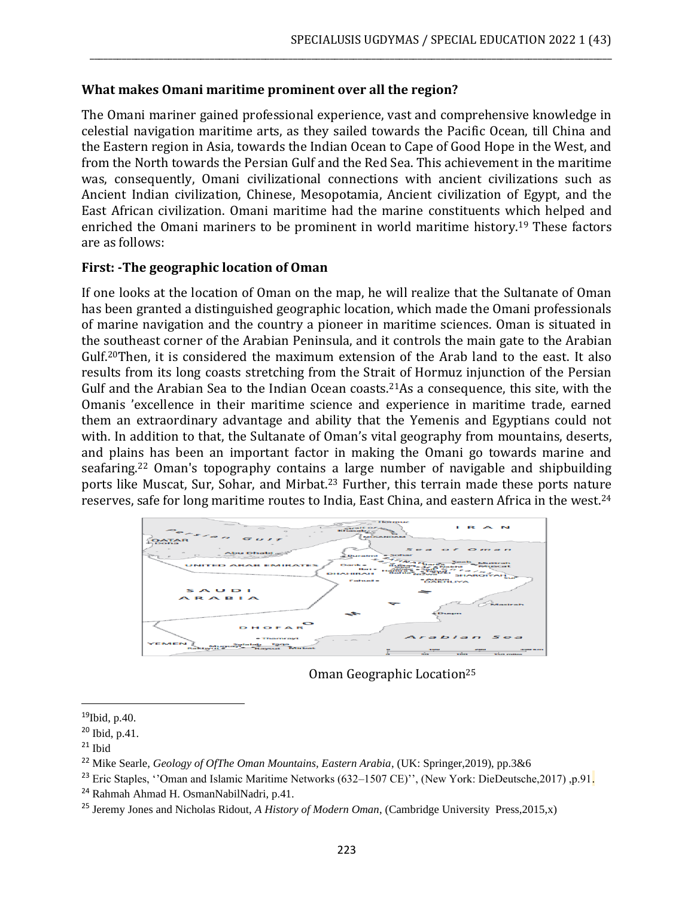**What makes Omani maritime prominent over all the region?**

The Omani mariner gained professional experience, vast and comprehensive knowledge in celestial navigation maritime arts, as they sailed towards the Pacific Ocean, till China and the Eastern region in Asia, towards the Indian Ocean to Cape of Good Hope in the West, and from the North towards the Persian Gulf and the Red Sea. This achievement in the maritime was, consequently, Omani civilizational connections with ancient civilizations such as Ancient Indian civilization, Chinese, Mesopotamia, Ancient civilization of Egypt, and the East African civilization. Omani maritime had the marine constituents which helped and enriched the Omani mariners to be prominent in world maritime history.[19] These factors are as follows:

**First: -The geographic location of Oman**

If one looks at the location of Oman on the map, he will realize that the Sultanate of Oman has been granted a distinguished geographic location, which made the Omani professionals of marine navigation and the country a pioneer in maritime sciences. Oman is situated in the southeast corner of the Arabian Peninsula, and it controls the main gate to the Arabian Gulf.[20]Then, it is considered the maximum extension of the Arab land to the east. It also results from its long coasts stretching from the Strait of Hormuz injunction of the Persian Gulf and the Arabian Sea to the Indian Ocean coasts.[21]As a consequence, this site, with the Omanis 'excellence in their maritime science and experience in maritime trade, earned them an extraordinary advantage and ability that the Yemenis and Egyptians could not with. In addition to that, the Sultanate of Oman's vital geography from mountains, deserts, and plains has been an important factor in making the Omani go towards marine and seafaring.[22] Oman's topography contains a large number of navigable and shipbuilding ports like Muscat, Sur, Sohar, and Mirbat.[23] Further, this terrain made these ports nature reserves, safe for long maritime routes to India, East China, and eastern Africa in the west.[24]

Oman Geographic Location[25]

---

[19]Ibid, p.40.

[20] Ibid, p.41.

[21] Ibid

[22] Mike Searle, *Geology of OfThe Oman Mountains, Eastern Arabia*, (UK: Springer,2019), pp.3&6

[23] Eric Staples, ''Oman and Islamic Maritime Networks (632–1507 CE)'', (New York: DieDeutsche,2017) ,p.91.

[24] Rahmah Ahmad H. OsmanNabilNadri, p.41.

[25] Jeremy Jones and Nicholas Ridout, *A History of Modern Oman*, (Cambridge University Press,2015,x)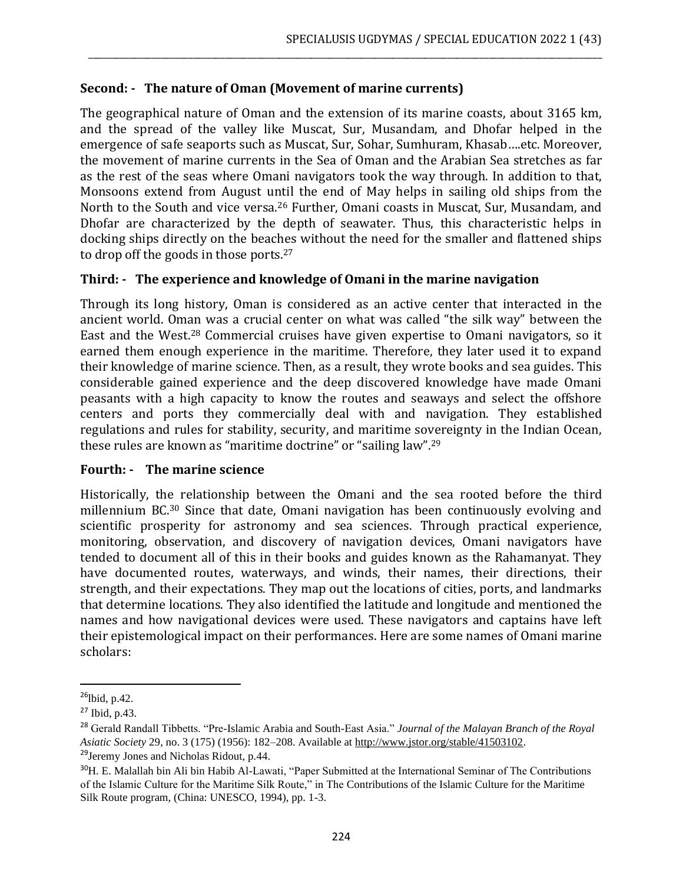**Second: - The nature of Oman (Movement of marine currents)**

The geographical nature of Oman and the extension of its marine coasts, about 3165 km, and the spread of the valley like Muscat, Sur, Musandam, and Dhofar helped in the emergence of safe seaports such as Muscat, Sur, Sohar, Sumhuram, Khasab….etc. Moreover, the movement of marine currents in the Sea of Oman and the Arabian Sea stretches as far as the rest of the seas where Omani navigators took the way through. In addition to that, Monsoons extend from August until the end of May helps in sailing old ships from the North to the South and vice versa.[26] Further, Omani coasts in Muscat, Sur, Musandam, and Dhofar are characterized by the depth of seawater. Thus, this characteristic helps in docking ships directly on the beaches without the need for the smaller and flattened ships to drop off the goods in those ports.[27]

**Third: - The experience and knowledge of Omani in the marine navigation**

Through its long history, Oman is considered as an active center that interacted in the ancient world. Oman was a crucial center on what was called "the silk way" between the East and the West.[28] Commercial cruises have given expertise to Omani navigators, so it earned them enough experience in the maritime. Therefore, they later used it to expand their knowledge of marine science. Then, as a result, they wrote books and sea guides. This considerable gained experience and the deep discovered knowledge have made Omani peasants with a high capacity to know the routes and seaways and select the offshore centers and ports they commercially deal with and navigation. They established regulations and rules for stability, security, and maritime sovereignty in the Indian Ocean, these rules are known as "maritime doctrine" or "sailing law".[29]

**Fourth: - The marine science**

Historically, the relationship between the Omani and the sea rooted before the third millennium BC.[30] Since that date, Omani navigation has been continuously evolving and scientific prosperity for astronomy and sea sciences. Through practical experience, monitoring, observation, and discovery of navigation devices, Omani navigators have tended to document all of this in their books and guides known as the Rahamanyat. They have documented routes, waterways, and winds, their names, their directions, their strength, and their expectations. They map out the locations of cities, ports, and landmarks that determine locations. They also identified the latitude and longitude and mentioned the names and how navigational devices were used. These navigators and captains have left their epistemological impact on their performances. Here are some names of Omani marine scholars:

---

[26] Ibid, p.42.

[27] Ibid, p.43.

[28] Gerald Randall Tibbetts. "Pre-Islamic Arabia and South-East Asia." *Journal of the Malayan Branch of the Royal Asiatic Society* 29, no. 3 (175) (1956): 182–208. Available at http://www.jstor.org/stable/41503102.

[29] Jeremy Jones and Nicholas Ridout, p.44.

[30] H. E. Malallah bin Ali bin Habib Al-Lawati, "Paper Submitted at the International Seminar of The Contributions of the Islamic Culture for the Maritime Silk Route," in The Contributions of the Islamic Culture for the Maritime Silk Route program, (China: UNESCO, 1994), pp. 1-3.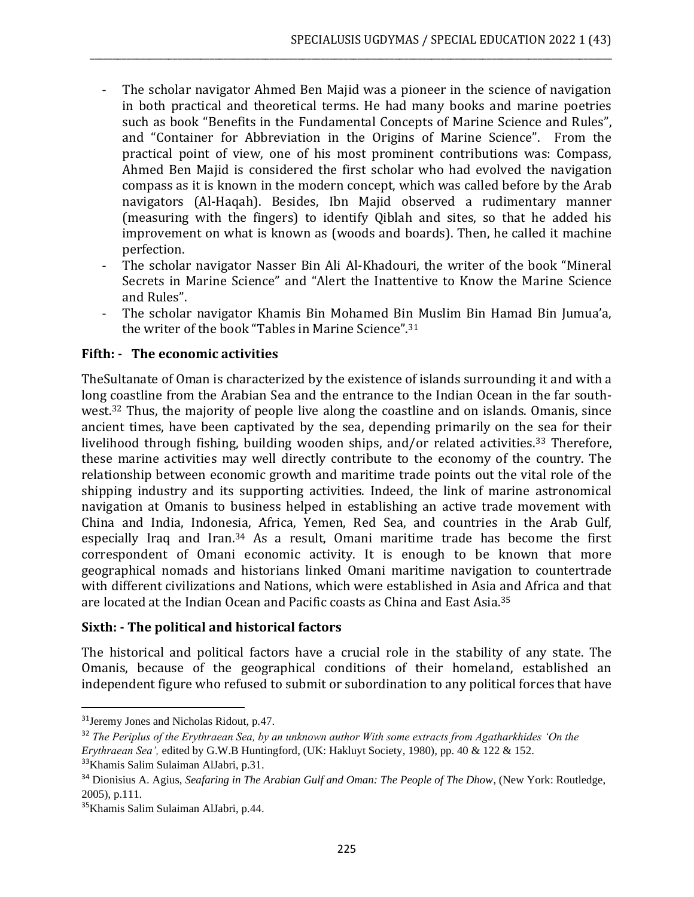- The scholar navigator Ahmed Ben Majid was a pioneer in the science of navigation in both practical and theoretical terms. He had many books and marine poetries such as book "Benefits in the Fundamental Concepts of Marine Science and Rules", and "Container for Abbreviation in the Origins of Marine Science". From the practical point of view, one of his most prominent contributions was: Compass, Ahmed Ben Majid is considered the first scholar who had evolved the navigation compass as it is known in the modern concept, which was called before by the Arab navigators (Al-Haqah). Besides, Ibn Majid observed a rudimentary manner (measuring with the fingers) to identify Qiblah and sites, so that he added his improvement on what is known as (woods and boards). Then, he called it machine perfection.
- The scholar navigator Nasser Bin Ali Al-Khadouri, the writer of the book "Mineral Secrets in Marine Science" and "Alert the Inattentive to Know the Marine Science and Rules".
- The scholar navigator Khamis Bin Mohamed Bin Muslim Bin Hamad Bin Jumua'a, the writer of the book "Tables in Marine Science".[31]

**Fifth: - The economic activities**

TheSultanate of Oman is characterized by the existence of islands surrounding it and with a long coastline from the Arabian Sea and the entrance to the Indian Ocean in the far south-west.[32] Thus, the majority of people live along the coastline and on islands. Omanis, since ancient times, have been captivated by the sea, depending primarily on the sea for their livelihood through fishing, building wooden ships, and/or related activities.[33] Therefore, these marine activities may well directly contribute to the economy of the country. The relationship between economic growth and maritime trade points out the vital role of the shipping industry and its supporting activities. Indeed, the link of marine astronomical navigation at Omanis to business helped in establishing an active trade movement with China and India, Indonesia, Africa, Yemen, Red Sea, and countries in the Arab Gulf, especially Iraq and Iran.[34] As a result, Omani maritime trade has become the first correspondent of Omani economic activity. It is enough to be known that more geographical nomads and historians linked Omani maritime navigation to countertrade with different civilizations and Nations, which were established in Asia and Africa and that are located at the Indian Ocean and Pacific coasts as China and East Asia.[35]

**Sixth: - The political and historical factors**

The historical and political factors have a crucial role in the stability of any state. The Omanis, because of the geographical conditions of their homeland, established an independent figure who refused to submit or subordination to any political forces that have

---

[31] Jeremy Jones and Nicholas Ridout, p.47.

[32] *The Periplus of the Erythraean Sea, by an unknown author With some extracts from Agatharkhides 'On the Erythraean Sea',* edited by G.W.B Huntingford, (UK: Hakluyt Society, 1980), pp. 40 & 122 & 152.

[33] Khamis Salim Sulaiman AlJabri, p.31.

[34] Dionisius A. Agius, *Seafaring in The Arabian Gulf and Oman: The People of The Dhow*, (New York: Routledge, 2005), p.111.

[35] Khamis Salim Sulaiman AlJabri, p.44.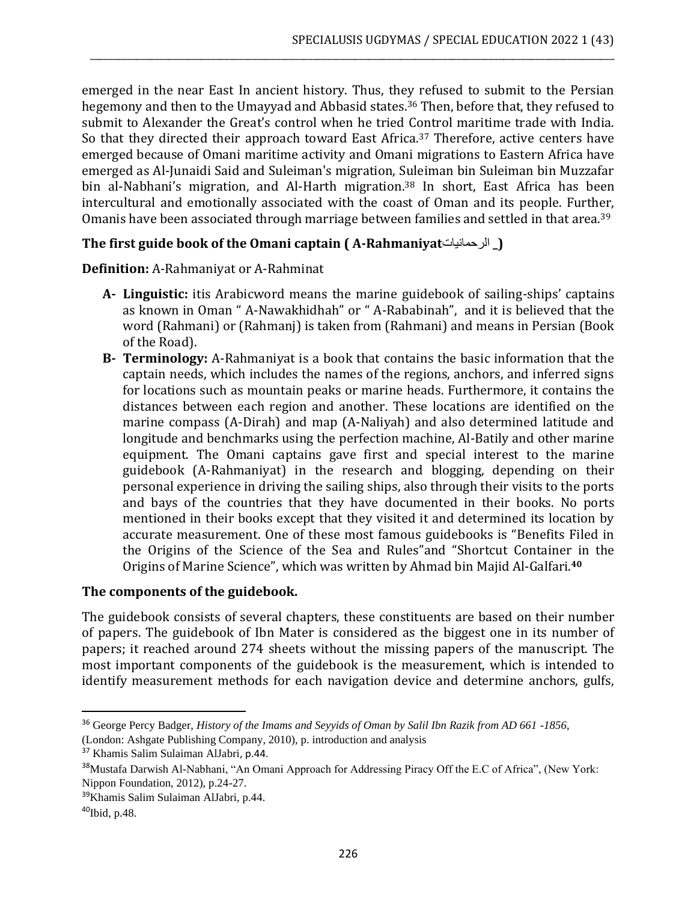emerged in the near East In ancient history. Thus, they refused to submit to the Persian hegemony and then to the Umayyad and Abbasid states.[36] Then, before that, they refused to submit to Alexander the Great's control when he tried Control maritime trade with India. So that they directed their approach toward East Africa.[37] Therefore, active centers have emerged because of Omani maritime activity and Omani migrations to Eastern Africa have emerged as Al-Junaidi Said and Suleiman's migration, Suleiman bin Suleiman bin Muzzafar bin al-Nabhani's migration, and Al-Harth migration.[38] In short, East Africa has been intercultural and emotionally associated with the coast of Oman and its people. Further, Omanis have been associated through marriage between families and settled in that area.[39]

**The first guide book of the Omani captain ( A-Rahmaniyatالرحمانيات _)**

**Definition:** A-Rahmaniyat or A-Rahminat

- **A- Linguistic:** itis Arabicword means the marine guidebook of sailing-ships' captains as known in Oman " A-Nawakhidhah" or " A-Rababinah", and it is believed that the word (Rahmani) or (Rahmanj) is taken from (Rahmani) and means in Persian (Book of the Road).
- **B- Terminology:** A-Rahmaniyat is a book that contains the basic information that the captain needs, which includes the names of the regions, anchors, and inferred signs for locations such as mountain peaks or marine heads. Furthermore, it contains the distances between each region and another. These locations are identified on the marine compass (A-Dirah) and map (A-Naliyah) and also determined latitude and longitude and benchmarks using the perfection machine, Al-Batily and other marine equipment. The Omani captains gave first and special interest to the marine guidebook (A-Rahmaniyat) in the research and blogging, depending on their personal experience in driving the sailing ships, also through their visits to the ports and bays of the countries that they have documented in their books. No ports mentioned in their books except that they visited it and determined its location by accurate measurement. One of these most famous guidebooks is "Benefits Filed in the Origins of the Science of the Sea and Rules"and "Shortcut Container in the Origins of Marine Science", which was written by Ahmad bin Majid Al-Galfari.[40]

**The components of the guidebook.**

The guidebook consists of several chapters, these constituents are based on their number of papers. The guidebook of Ibn Mater is considered as the biggest one in its number of papers; it reached around 274 sheets without the missing papers of the manuscript. The most important components of the guidebook is the measurement, which is intended to identify measurement methods for each navigation device and determine anchors, gulfs,

---

[36] George Percy Badger, *History of the Imams and Seyyids of Oman by Salil Ibn Razik from AD 661 -1856*, (London: Ashgate Publishing Company, 2010), p. introduction and analysis

[37] Khamis Salim Sulaiman AlJabri, p.44.

[38] Mustafa Darwish Al-Nabhani, "An Omani Approach for Addressing Piracy Off the E.C of Africa", (New York: Nippon Foundation, 2012), p.24-27.

[39] Khamis Salim Sulaiman AlJabri, p.44.

[40] Ibid, p.48.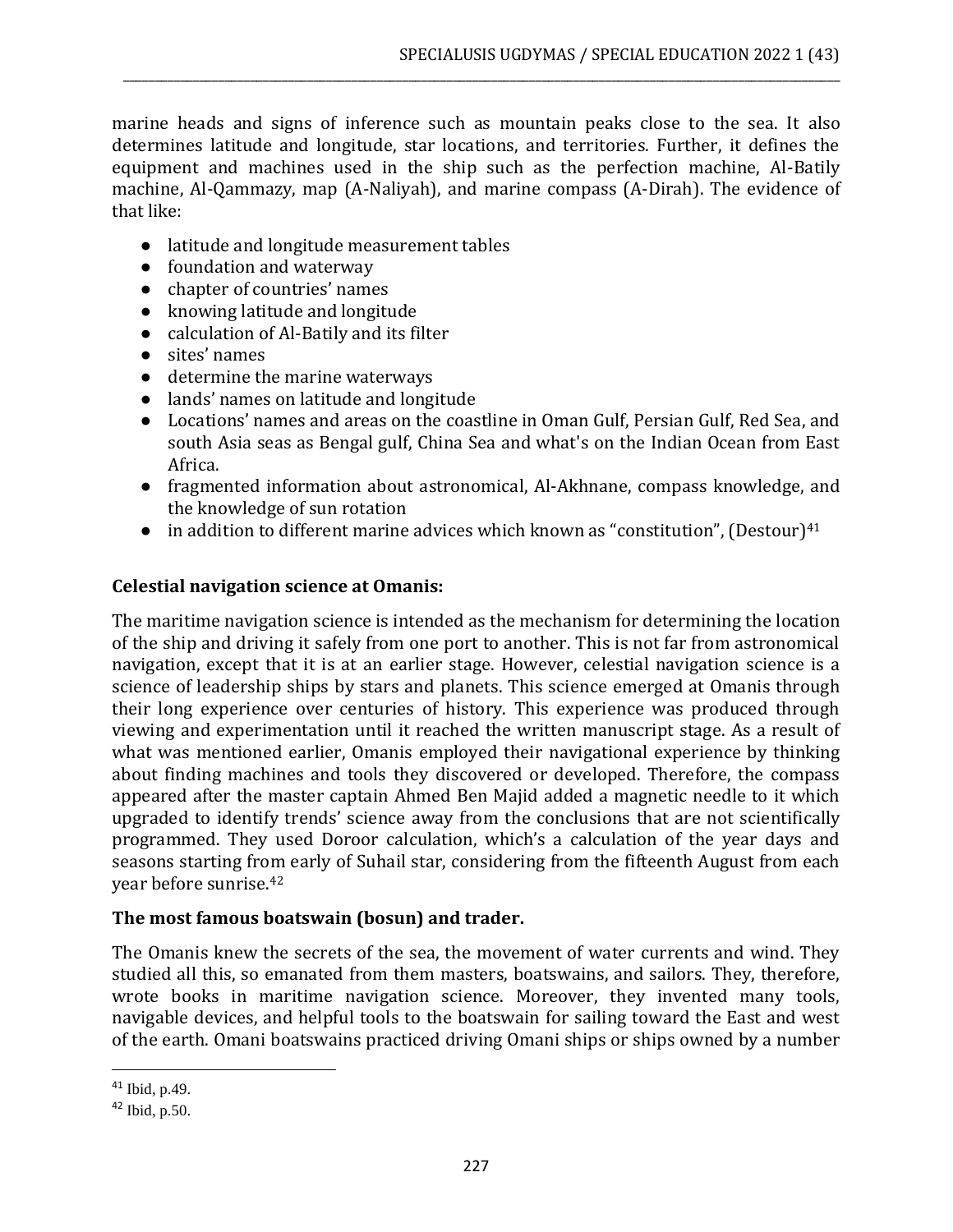marine heads and signs of inference such as mountain peaks close to the sea. It also determines latitude and longitude, star locations, and territories. Further, it defines the equipment and machines used in the ship such as the perfection machine, Al-Batily machine, Al-Qammazy, map (A-Naliyah), and marine compass (A-Dirah). The evidence of that like:

- latitude and longitude measurement tables
- foundation and waterway
- chapter of countries' names
- knowing latitude and longitude
- calculation of Al-Batily and its filter
- sites' names
- determine the marine waterways
- lands' names on latitude and longitude
- Locations' names and areas on the coastline in Oman Gulf, Persian Gulf, Red Sea, and south Asia seas as Bengal gulf, China Sea and what's on the Indian Ocean from East Africa.
- fragmented information about astronomical, Al-Akhnane, compass knowledge, and the knowledge of sun rotation
- in addition to different marine advices which known as "constitution", (Destour)[41]

**Celestial navigation science at Omanis:**

The maritime navigation science is intended as the mechanism for determining the location of the ship and driving it safely from one port to another. This is not far from astronomical navigation, except that it is at an earlier stage. However, celestial navigation science is a science of leadership ships by stars and planets. This science emerged at Omanis through their long experience over centuries of history. This experience was produced through viewing and experimentation until it reached the written manuscript stage. As a result of what was mentioned earlier, Omanis employed their navigational experience by thinking about finding machines and tools they discovered or developed. Therefore, the compass appeared after the master captain Ahmed Ben Majid added a magnetic needle to it which upgraded to identify trends' science away from the conclusions that are not scientifically programmed. They used Doroor calculation, which's a calculation of the year days and seasons starting from early of Suhail star, considering from the fifteenth August from each year before sunrise.[42]

**The most famous boatswain (bosun) and trader.**

The Omanis knew the secrets of the sea, the movement of water currents and wind. They studied all this, so emanated from them masters, boatswains, and sailors. They, therefore, wrote books in maritime navigation science. Moreover, they invented many tools, navigable devices, and helpful tools to the boatswain for sailing toward the East and west of the earth. Omani boatswains practiced driving Omani ships or ships owned by a number

[41] Ibid, p.49.

[42] Ibid, p.50.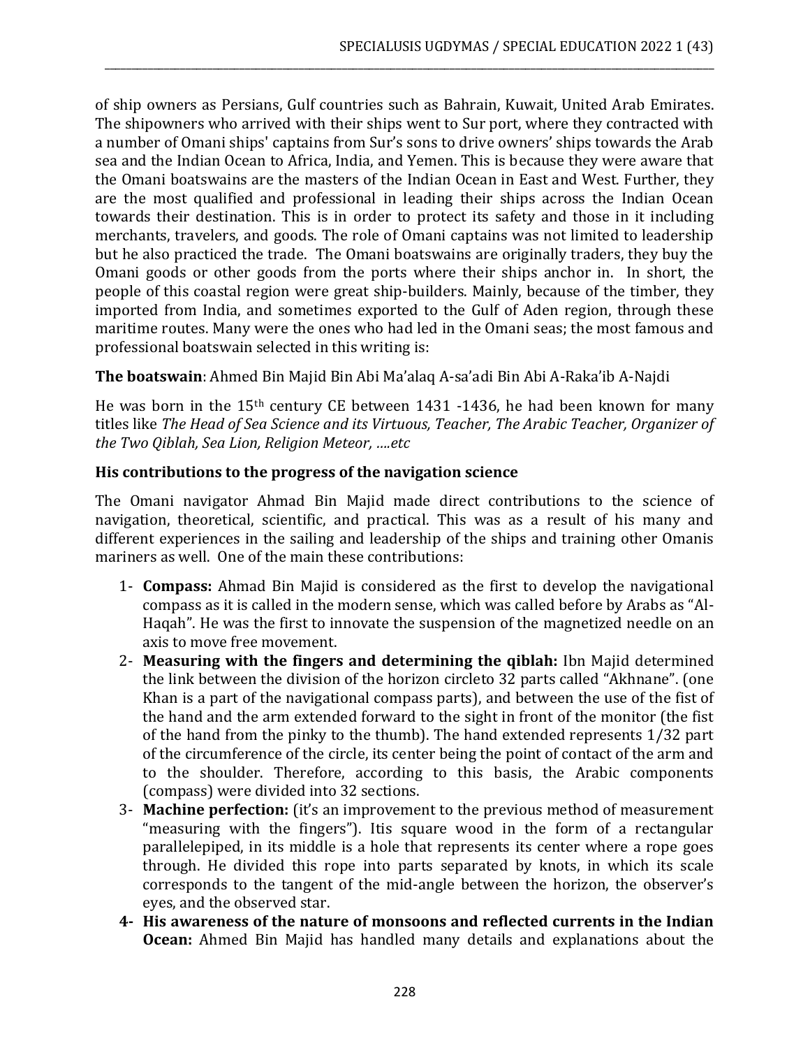of ship owners as Persians, Gulf countries such as Bahrain, Kuwait, United Arab Emirates. The shipowners who arrived with their ships went to Sur port, where they contracted with a number of Omani ships' captains from Sur's sons to drive owners' ships towards the Arab sea and the Indian Ocean to Africa, India, and Yemen. This is because they were aware that the Omani boatswains are the masters of the Indian Ocean in East and West. Further, they are the most qualified and professional in leading their ships across the Indian Ocean towards their destination. This is in order to protect its safety and those in it including merchants, travelers, and goods. The role of Omani captains was not limited to leadership but he also practiced the trade. The Omani boatswains are originally traders, they buy the Omani goods or other goods from the ports where their ships anchor in. In short, the people of this coastal region were great ship-builders. Mainly, because of the timber, they imported from India, and sometimes exported to the Gulf of Aden region, through these maritime routes. Many were the ones who had led in the Omani seas; the most famous and professional boatswain selected in this writing is:

**The boatswain**: Ahmed Bin Majid Bin Abi Ma'alaq A-sa'adi Bin Abi A-Raka'ib A-Najdi

He was born in the 15th century CE between 1431 -1436, he had been known for many titles like *The Head of Sea Science and its Virtuous, Teacher, The Arabic Teacher, Organizer of the Two Qiblah, Sea Lion, Religion Meteor, ….etc*

**His contributions to the progress of the navigation science**

The Omani navigator Ahmad Bin Majid made direct contributions to the science of navigation, theoretical, scientific, and practical. This was as a result of his many and different experiences in the sailing and leadership of the ships and training other Omanis mariners as well. One of the main these contributions:

1- **Compass:** Ahmad Bin Majid is considered as the first to develop the navigational compass as it is called in the modern sense, which was called before by Arabs as "Al-Haqah". He was the first to innovate the suspension of the magnetized needle on an axis to move free movement.
2- **Measuring with the fingers and determining the qiblah:** Ibn Majid determined the link between the division of the horizon circleto 32 parts called "Akhnane". (one Khan is a part of the navigational compass parts), and between the use of the fist of the hand and the arm extended forward to the sight in front of the monitor (the fist of the hand from the pinky to the thumb). The hand extended represents 1/32 part of the circumference of the circle, its center being the point of contact of the arm and to the shoulder. Therefore, according to this basis, the Arabic components (compass) were divided into 32 sections.
3- **Machine perfection:** (it's an improvement to the previous method of measurement "measuring with the fingers"). Itis square wood in the form of a rectangular parallelepiped, in its middle is a hole that represents its center where a rope goes through. He divided this rope into parts separated by knots, in which its scale corresponds to the tangent of the mid-angle between the horizon, the observer's eyes, and the observed star.
4- **His awareness of the nature of monsoons and reflected currents in the Indian Ocean:** Ahmed Bin Majid has handled many details and explanations about the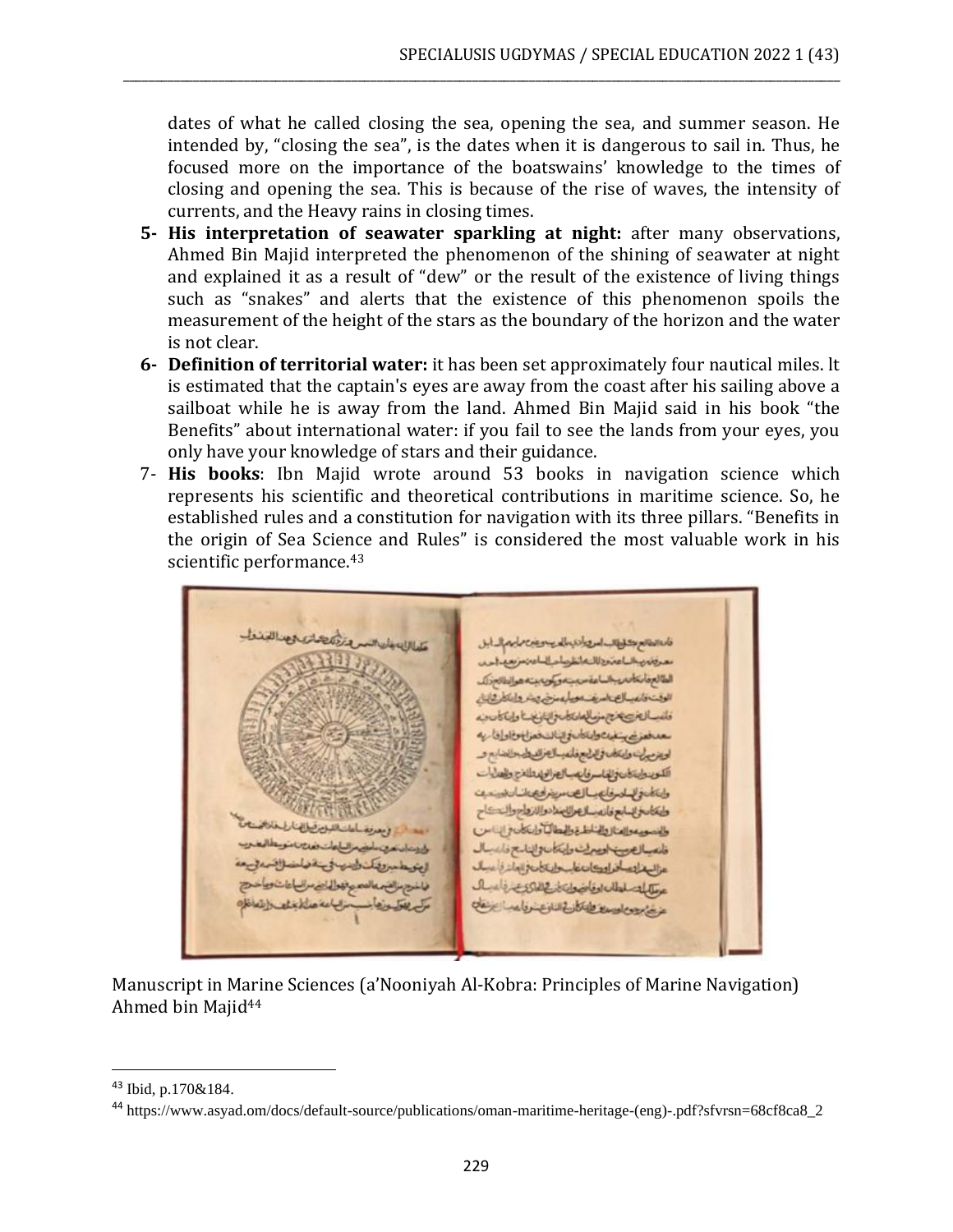dates of what he called closing the sea, opening the sea, and summer season. He intended by, "closing the sea", is the dates when it is dangerous to sail in. Thus, he focused more on the importance of the boatswains' knowledge to the times of closing and opening the sea. This is because of the rise of waves, the intensity of currents, and the Heavy rains in closing times.

5- **His interpretation of seawater sparkling at night:** after many observations, Ahmed Bin Majid interpreted the phenomenon of the shining of seawater at night and explained it as a result of "dew" or the result of the existence of living things such as "snakes" and alerts that the existence of this phenomenon spoils the measurement of the height of the stars as the boundary of the horizon and the water is not clear.

6- **Definition of territorial water:** it has been set approximately four nautical miles. It is estimated that the captain's eyes are away from the coast after his sailing above a sailboat while he is away from the land. Ahmed Bin Majid said in his book "the Benefits" about international water: if you fail to see the lands from your eyes, you only have your knowledge of stars and their guidance.

7- **His books**: Ibn Majid wrote around 53 books in navigation science which represents his scientific and theoretical contributions in maritime science. So, he established rules and a constitution for navigation with its three pillars. "Benefits in the origin of Sea Science and Rules" is considered the most valuable work in his scientific performance.[43]

Manuscript in Marine Sciences (a'Nooniyah Al-Kobra: Principles of Marine Navigation) Ahmed bin Majid[44]

---

[43] Ibid, p.170&184.

[44] https://www.asyad.om/docs/default-source/publications/oman-maritime-heritage-(eng)-.pdf?sfvrsn=68cf8ca8_2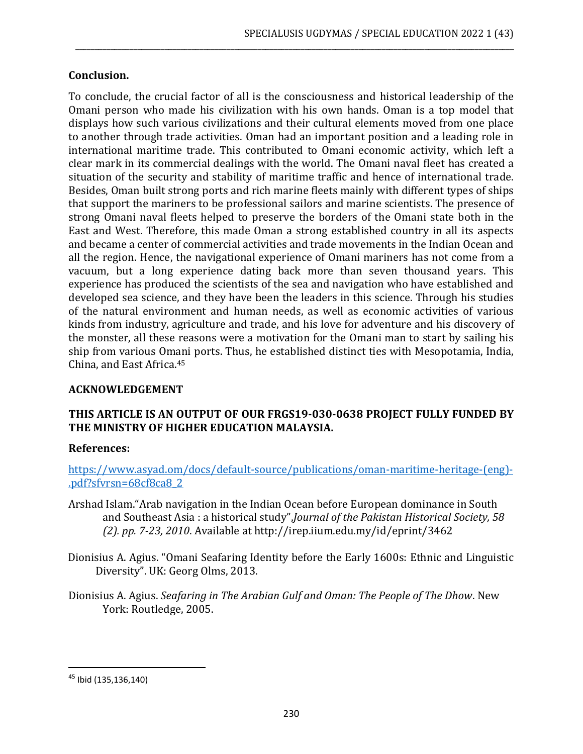**Conclusion.**

To conclude, the crucial factor of all is the consciousness and historical leadership of the Omani person who made his civilization with his own hands. Oman is a top model that displays how such various civilizations and their cultural elements moved from one place to another through trade activities. Oman had an important position and a leading role in international maritime trade. This contributed to Omani economic activity, which left a clear mark in its commercial dealings with the world. The Omani naval fleet has created a situation of the security and stability of maritime traffic and hence of international trade. Besides, Oman built strong ports and rich marine fleets mainly with different types of ships that support the mariners to be professional sailors and marine scientists. The presence of strong Omani naval fleets helped to preserve the borders of the Omani state both in the East and West. Therefore, this made Oman a strong established country in all its aspects and became a center of commercial activities and trade movements in the Indian Ocean and all the region. Hence, the navigational experience of Omani mariners has not come from a vacuum, but a long experience dating back more than seven thousand years. This experience has produced the scientists of the sea and navigation who have established and developed sea science, and they have been the leaders in this science. Through his studies of the natural environment and human needs, as well as economic activities of various kinds from industry, agriculture and trade, and his love for adventure and his discovery of the monster, all these reasons were a motivation for the Omani man to start by sailing his ship from various Omani ports. Thus, he established distinct ties with Mesopotamia, India, China, and East Africa.[45]

**ACKNOWLEDGEMENT**

**THIS ARTICLE IS AN OUTPUT OF OUR FRGS19-030-0638 PROJECT FULLY FUNDED BY THE MINISTRY OF HIGHER EDUCATION MALAYSIA.**

**References:**

https://www.asyad.om/docs/default-source/publications/oman-maritime-heritage-(eng)-.pdf?sfvrsn=68cf8ca8_2

Arshad Islam."Arab navigation in the Indian Ocean before European dominance in South and Southeast Asia : a historical study",*Journal of the Pakistan Historical Society, 58 (2). pp. 7-23, 2010*. Available at http://irep.iium.edu.my/id/eprint/3462

Dionisius A. Agius. "Omani Seafaring Identity before the Early 1600s: Ethnic and Linguistic Diversity". UK: Georg Olms, 2013.

Dionisius A. Agius. *Seafaring in The Arabian Gulf and Oman: The People of The Dhow*. New York: Routledge, 2005.

---

[45] Ibid (135,136,140)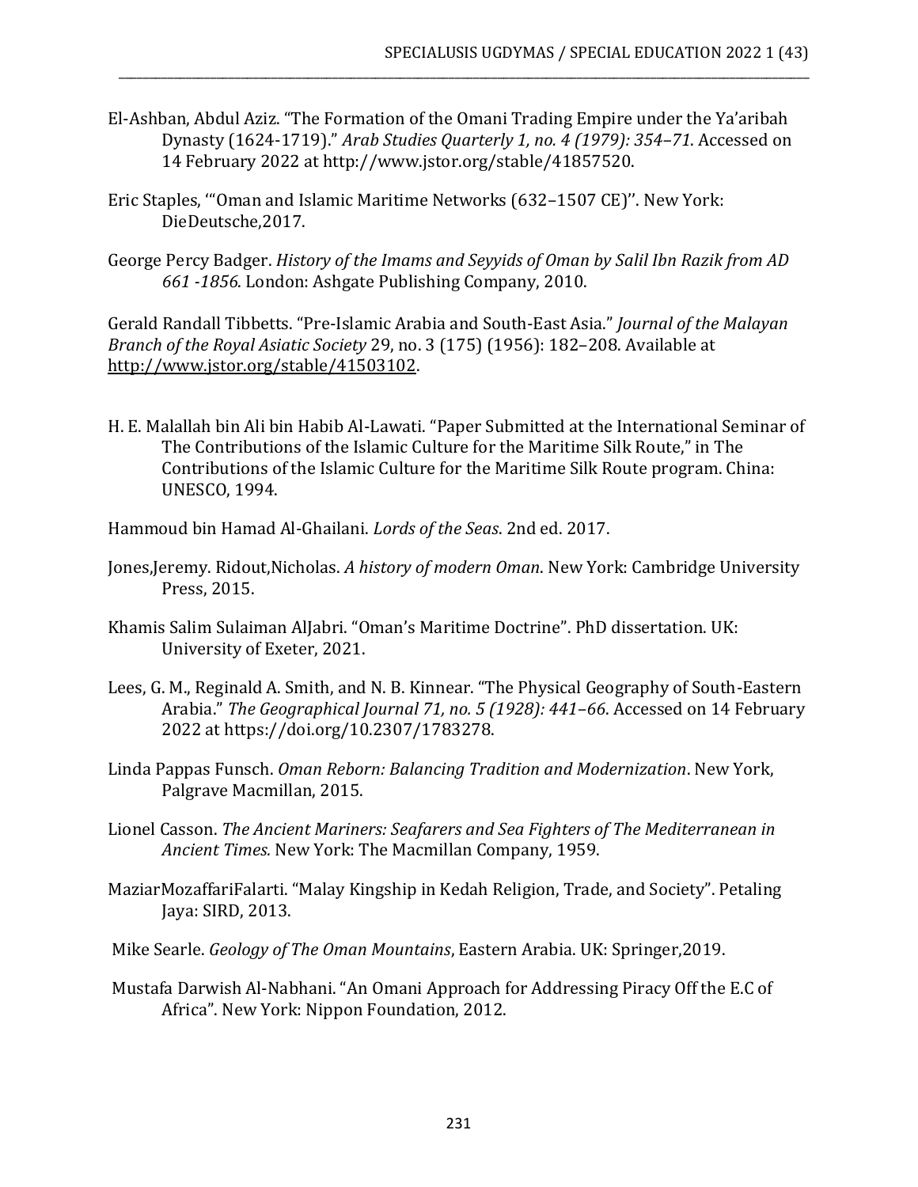El-Ashban, Abdul Aziz. "The Formation of the Omani Trading Empire under the Ya'aribah Dynasty (1624-1719)." *Arab Studies Quarterly 1, no. 4 (1979): 354–71*. Accessed on 14 February 2022 at http://www.jstor.org/stable/41857520.

Eric Staples, '"Oman and Islamic Maritime Networks (632–1507 CE)''. New York: DieDeutsche,2017.

George Percy Badger. *History of the Imams and Seyyids of Oman by Salil Ibn Razik from AD 661 -1856*. London: Ashgate Publishing Company, 2010.

Gerald Randall Tibbetts. "Pre-Islamic Arabia and South-East Asia." *Journal of the Malayan Branch of the Royal Asiatic Society* 29, no. 3 (175) (1956): 182–208. Available at http://www.jstor.org/stable/41503102.

H. E. Malallah bin Ali bin Habib Al-Lawati. "Paper Submitted at the International Seminar of The Contributions of the Islamic Culture for the Maritime Silk Route," in The Contributions of the Islamic Culture for the Maritime Silk Route program. China: UNESCO, 1994.

Hammoud bin Hamad Al-Ghailani. *Lords of the Seas*. 2nd ed. 2017.

Jones,Jeremy. Ridout,Nicholas. *A history of modern Oman*. New York: Cambridge University Press, 2015.

Khamis Salim Sulaiman AlJabri. "Oman's Maritime Doctrine". PhD dissertation. UK: University of Exeter, 2021.

Lees, G. M., Reginald A. Smith, and N. B. Kinnear. "The Physical Geography of South-Eastern Arabia." *The Geographical Journal 71, no. 5 (1928): 441–66*. Accessed on 14 February 2022 at https://doi.org/10.2307/1783278.

Linda Pappas Funsch. *Oman Reborn: Balancing Tradition and Modernization*. New York, Palgrave Macmillan, 2015.

Lionel Casson. *The Ancient Mariners: Seafarers and Sea Fighters of The Mediterranean in Ancient Times.* New York: The Macmillan Company, 1959.

MaziarMozaffariFalarti. "Malay Kingship in Kedah Religion, Trade, and Society". Petaling Jaya: SIRD, 2013.

Mike Searle. *Geology of The Oman Mountains*, Eastern Arabia. UK: Springer,2019.

Mustafa Darwish Al-Nabhani. "An Omani Approach for Addressing Piracy Off the E.C of Africa". New York: Nippon Foundation, 2012.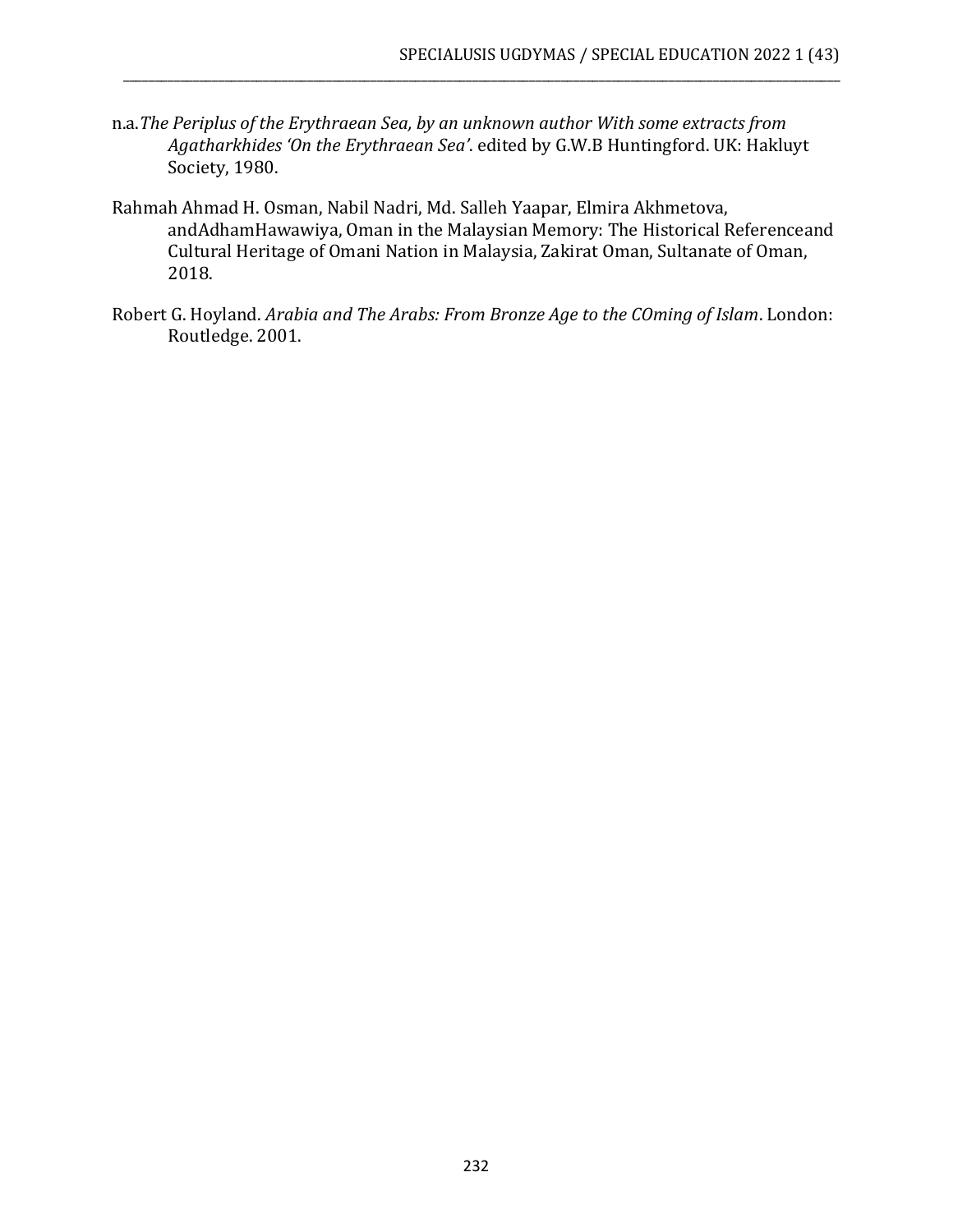n.a.*The Periplus of the Erythraean Sea, by an unknown author With some extracts from Agatharkhides 'On the Erythraean Sea'*. edited by G.W.B Huntingford. UK: Hakluyt Society, 1980.

Rahmah Ahmad H. Osman, Nabil Nadri, Md. Salleh Yaapar, Elmira Akhmetova, andAdhamHawawiya, Oman in the Malaysian Memory: The Historical Referenceand Cultural Heritage of Omani Nation in Malaysia, Zakirat Oman, Sultanate of Oman, 2018.

Robert G. Hoyland. *Arabia and The Arabs: From Bronze Age to the COming of Islam*. London: Routledge. 2001.